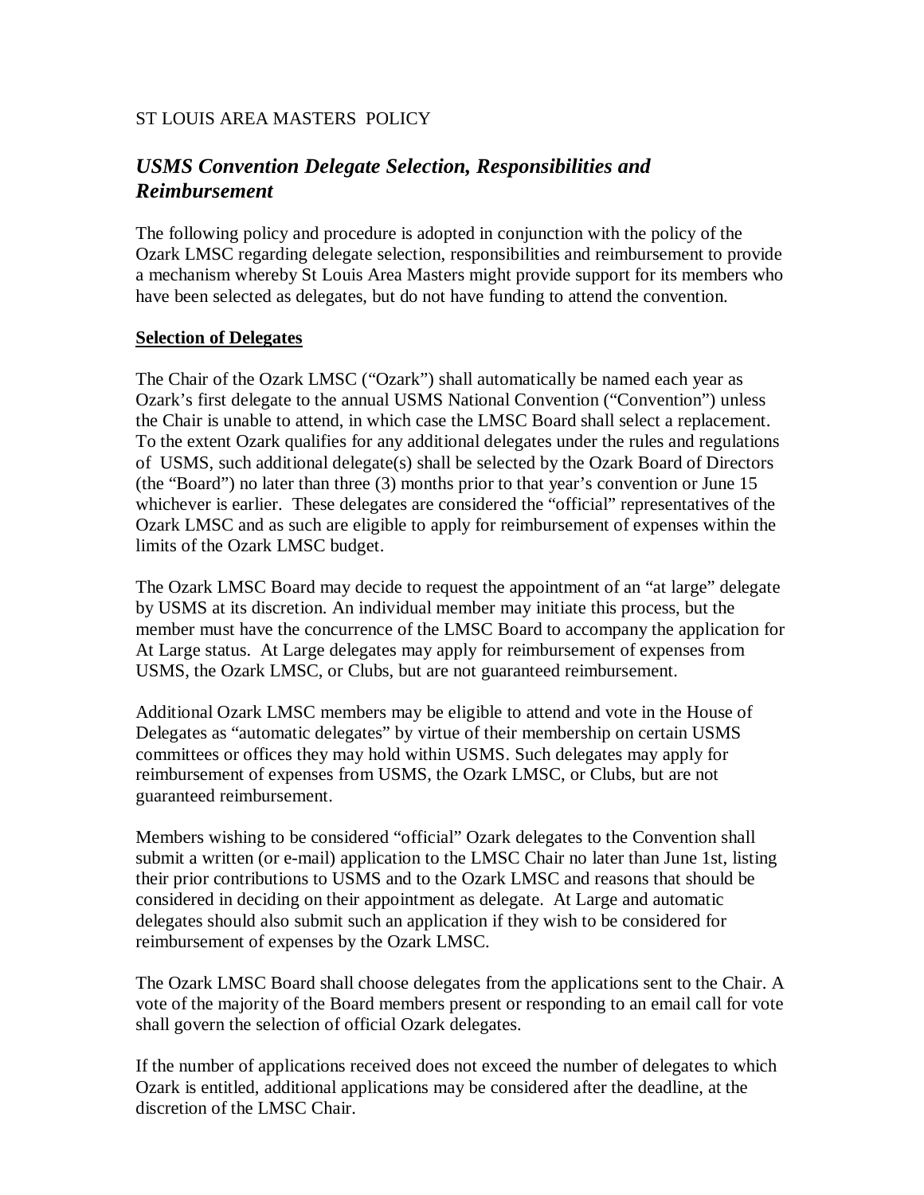ST LOUIS AREA MASTERS POLICY

## *USMS Convention Delegate Selection, Responsibilities and Reimbursement*

The following policy and procedure is adopted in conjunction with the policy of the Ozark LMSC regarding delegate selection, responsibilities and reimbursement to provide a mechanism whereby St Louis Area Masters might provide support for its members who have been selected as delegates, but do not have funding to attend the convention.

**Selection of Delegates**

The Chair of the Ozark LMSC ("Ozark") shall automatically be named each year as Ozark's first delegate to the annual USMS National Convention ("Convention") unless the Chair is unable to attend, in which case the LMSC Board shall select a replacement. To the extent Ozark qualifies for any additional delegates under the rules and regulations of USMS, such additional delegate(s) shall be selected by the Ozark Board of Directors (the "Board") no later than three (3) months prior to that year's convention or June 15 whichever is earlier. These delegates are considered the "official" representatives of the Ozark LMSC and as such are eligible to apply for reimbursement of expenses within the limits of the Ozark LMSC budget.

The Ozark LMSC Board may decide to request the appointment of an "at large" delegate by USMS at its discretion. An individual member may initiate this process, but the member must have the concurrence of the LMSC Board to accompany the application for At Large status. At Large delegates may apply for reimbursement of expenses from USMS, the Ozark LMSC, or Clubs, but are not guaranteed reimbursement.

Additional Ozark LMSC members may be eligible to attend and vote in the House of Delegates as "automatic delegates" by virtue of their membership on certain USMS committees or offices they may hold within USMS. Such delegates may apply for reimbursement of expenses from USMS, the Ozark LMSC, or Clubs, but are not guaranteed reimbursement.

Members wishing to be considered "official" Ozark delegates to the Convention shall submit a written (or e-mail) application to the LMSC Chair no later than June 1st, listing their prior contributions to USMS and to the Ozark LMSC and reasons that should be considered in deciding on their appointment as delegate. At Large and automatic delegates should also submit such an application if they wish to be considered for reimbursement of expenses by the Ozark LMSC.

The Ozark LMSC Board shall choose delegates from the applications sent to the Chair. A vote of the majority of the Board members present or responding to an email call for vote shall govern the selection of official Ozark delegates.

If the number of applications received does not exceed the number of delegates to which Ozark is entitled, additional applications may be considered after the deadline, at the discretion of the LMSC Chair.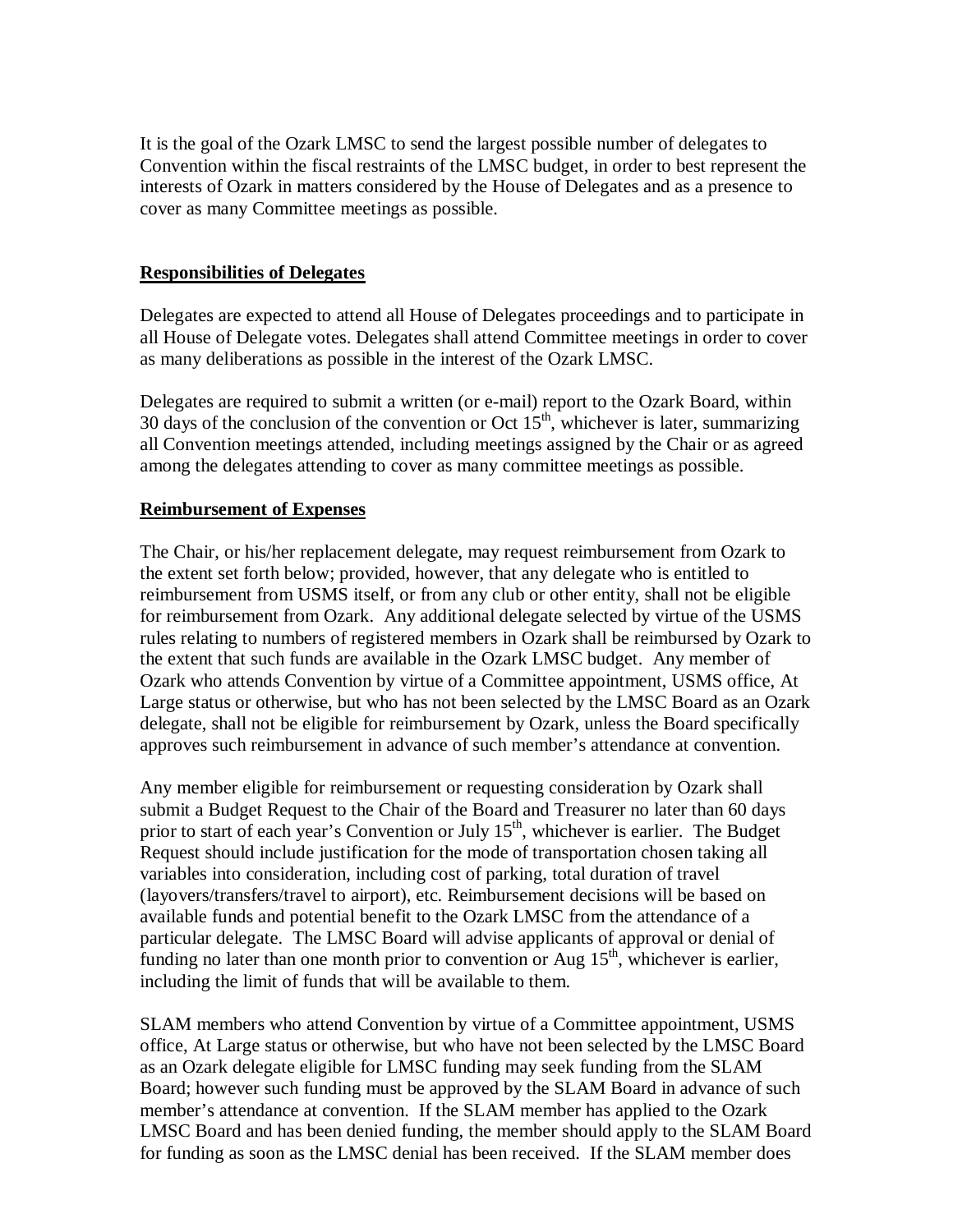It is the goal of the Ozark LMSC to send the largest possible number of delegates to Convention within the fiscal restraints of the LMSC budget, in order to best represent the interests of Ozark in matters considered by the House of Delegates and as a presence to cover as many Committee meetings as possible.

## **Responsibilities of Delegates**

Delegates are expected to attend all House of Delegates proceedings and to participate in all House of Delegate votes. Delegates shall attend Committee meetings in order to cover as many deliberations as possible in the interest of the Ozark LMSC.

Delegates are required to submit a written (or e-mail) report to the Ozark Board, within 30 days of the conclusion of the convention or Oct 15th, whichever is later, summarizing all Convention meetings attended, including meetings assigned by the Chair or as agreed among the delegates attending to cover as many committee meetings as possible.

## **Reimbursement of Expenses**

The Chair, or his/her replacement delegate, may request reimbursement from Ozark to the extent set forth below; provided, however, that any delegate who is entitled to reimbursement from USMS itself, or from any club or other entity, shall not be eligible for reimbursement from Ozark. Any additional delegate selected by virtue of the USMS rules relating to numbers of registered members in Ozark shall be reimbursed by Ozark to the extent that such funds are available in the Ozark LMSC budget. Any member of Ozark who attends Convention by virtue of a Committee appointment, USMS office, At Large status or otherwise, but who has not been selected by the LMSC Board as an Ozark delegate, shall not be eligible for reimbursement by Ozark, unless the Board specifically approves such reimbursement in advance of such member's attendance at convention.

Any member eligible for reimbursement or requesting consideration by Ozark shall submit a Budget Request to the Chair of the Board and Treasurer no later than 60 days prior to start of each year's Convention or July 15th, whichever is earlier. The Budget Request should include justification for the mode of transportation chosen taking all variables into consideration, including cost of parking, total duration of travel (layovers/transfers/travel to airport), etc. Reimbursement decisions will be based on available funds and potential benefit to the Ozark LMSC from the attendance of a particular delegate. The LMSC Board will advise applicants of approval or denial of funding no later than one month prior to convention or Aug 15th, whichever is earlier, including the limit of funds that will be available to them.

SLAM members who attend Convention by virtue of a Committee appointment, USMS office, At Large status or otherwise, but who have not been selected by the LMSC Board as an Ozark delegate eligible for LMSC funding may seek funding from the SLAM Board; however such funding must be approved by the SLAM Board in advance of such member's attendance at convention. If the SLAM member has applied to the Ozark LMSC Board and has been denied funding, the member should apply to the SLAM Board for funding as soon as the LMSC denial has been received. If the SLAM member does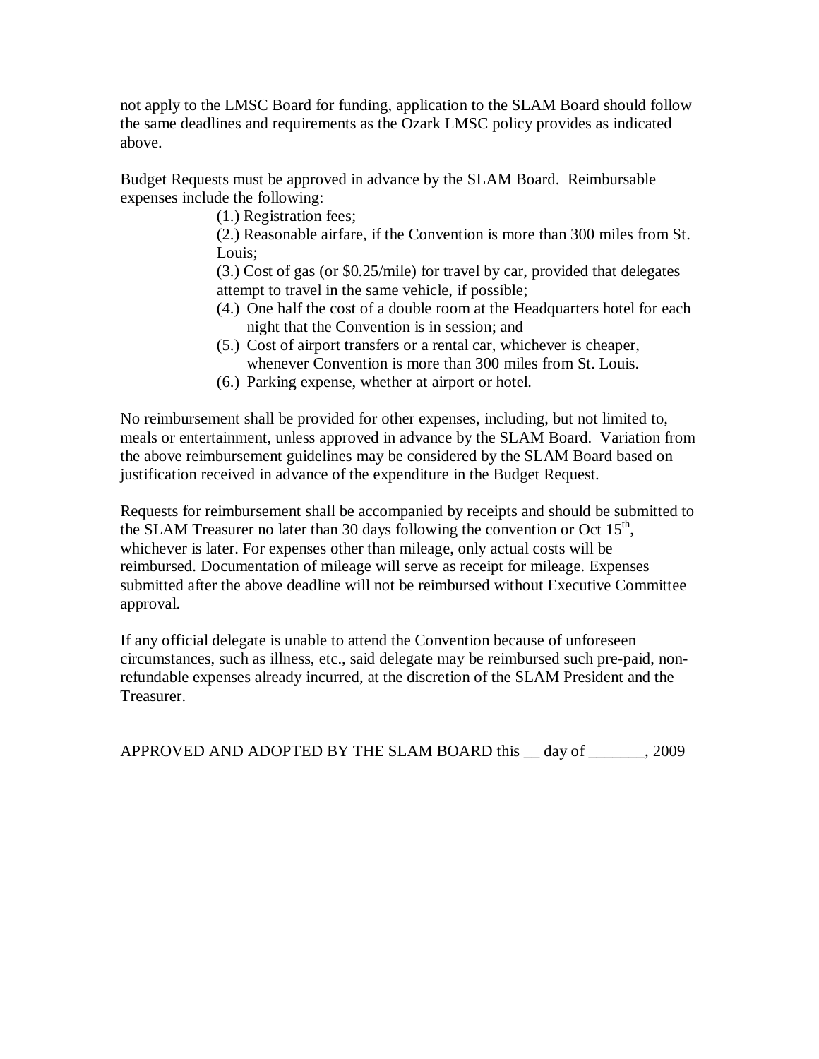not apply to the LMSC Board for funding, application to the SLAM Board should follow the same deadlines and requirements as the Ozark LMSC policy provides as indicated above.

Budget Requests must be approved in advance by the SLAM Board. Reimbursable expenses include the following:

(1.) Registration fees;

(2.) Reasonable airfare, if the Convention is more than 300 miles from St. Louis;

(3.) Cost of gas (or $0.25/mile) for travel by car, provided that delegates attempt to travel in the same vehicle, if possible;

(4.) One half the cost of a double room at the Headquarters hotel for each night that the Convention is in session; and

(5.) Cost of airport transfers or a rental car, whichever is cheaper, whenever Convention is more than 300 miles from St. Louis.

(6.) Parking expense, whether at airport or hotel.

No reimbursement shall be provided for other expenses, including, but not limited to, meals or entertainment, unless approved in advance by the SLAM Board. Variation from the above reimbursement guidelines may be considered by the SLAM Board based on justification received in advance of the expenditure in the Budget Request.

Requests for reimbursement shall be accompanied by receipts and should be submitted to the SLAM Treasurer no later than 30 days following the convention or Oct 15th, whichever is later. For expenses other than mileage, only actual costs will be reimbursed. Documentation of mileage will serve as receipt for mileage. Expenses submitted after the above deadline will not be reimbursed without Executive Committee approval.

If any official delegate is unable to attend the Convention because of unforeseen circumstances, such as illness, etc., said delegate may be reimbursed such pre-paid, non-refundable expenses already incurred, at the discretion of the SLAM President and the Treasurer.

APPROVED AND ADOPTED BY THE SLAM BOARD this __ day of _______, 2009